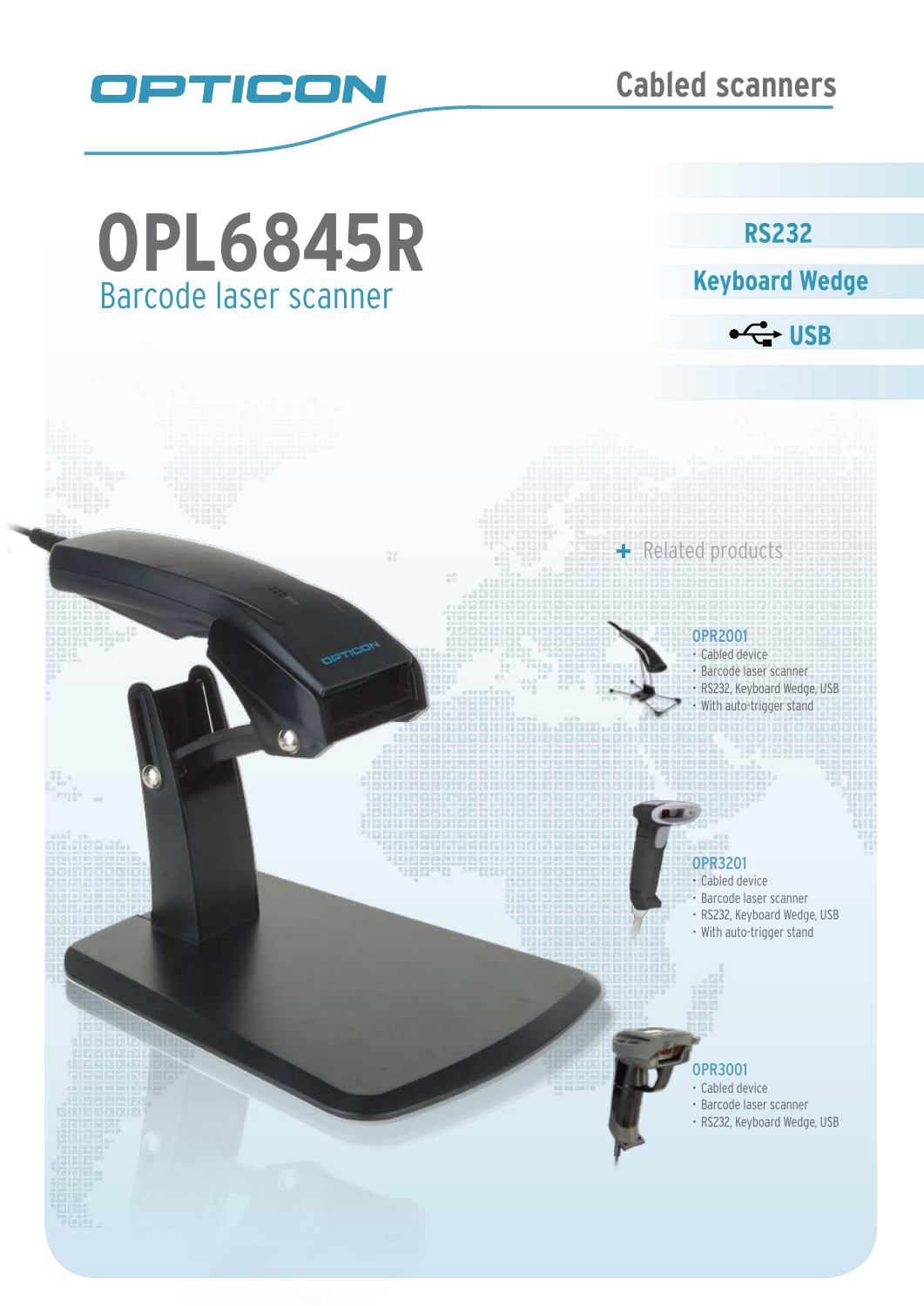OPTICON

Cabled scanners

# OPL6845R

## Barcode laser scanner

**RS232**

**Keyboard Wedge**

**USB**

+ Related products

**OPR2001**
- Cabled device
- Barcode laser scanner
- RS232, Keyboard Wedge, USB
- With auto-trigger stand

**OPR3201**
- Cabled device
- Barcode laser scanner
- RS232, Keyboard Wedge, USB
- With auto-trigger stand

**OPR3001**
- Cabled device
- Barcode laser scanner
- RS232, Keyboard Wedge, USB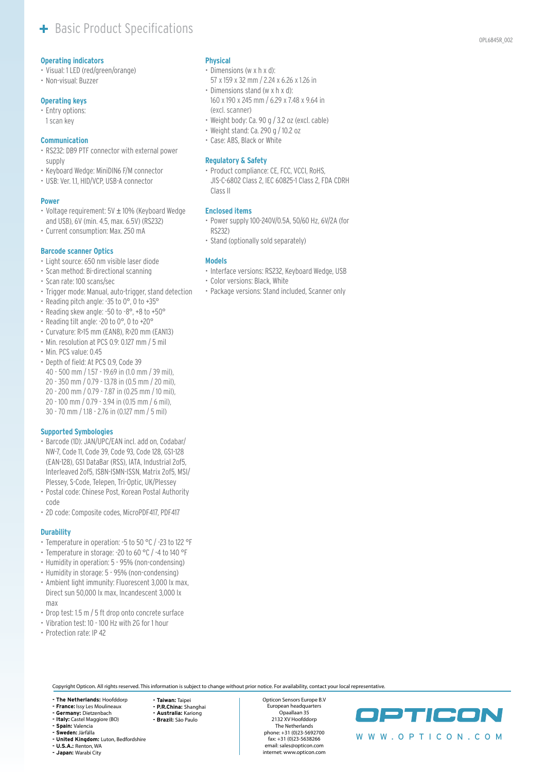# + Basic Product Specifications

OPL6845R_002

### Operating indicators

- Visual: 1 LED (red/green/orange)
- Non-visual: Buzzer

### Operating keys

- Entry options:
  1 scan key

### Communication

- RS232: DB9 PTF connector with external power supply
- Keyboard Wedge: MiniDIN6 F/M connector
- USB: Ver. 1.1, HID/VCP, USB-A connector

### Power

- Voltage requirement: 5V ± 10% (Keyboard Wedge and USB), 6V (min. 4.5, max. 6.5V) (RS232)
- Current consumption: Max. 250 mA

### Barcode scanner Optics

- Light source: 650 nm visible laser diode
- Scan method: Bi-directional scanning
- Scan rate: 100 scans/sec
- Trigger mode: Manual, auto-trigger, stand detection
- Reading pitch angle: -35 to 0°, 0 to +35°
- Reading skew angle: -50 to -8°, +8 to +50°
- Reading tilt angle: -20 to 0°, 0 to +20°
- Curvature: R>15 mm (EAN8), R>20 mm (EAN13)
- Min. resolution at PCS 0.9: 0.127 mm / 5 mil
- Min. PCS value: 0.45
- Depth of field: At PCS 0.9, Code 39
  40 - 500 mm / 1.57 - 19.69 in (1.0 mm / 39 mil),
  20 - 350 mm / 0.79 - 13.78 in (0.5 mm / 20 mil),
  20 - 200 mm / 0.79 - 7.87 in (0.25 mm / 10 mil),
  20 - 100 mm / 0.79 - 3.94 in (0.15 mm / 6 mil),
  30 - 70 mm / 1.18 - 2.76 in (0.127 mm / 5 mil)

### Supported Symbologies

- Barcode (1D): JAN/UPC/EAN incl. add on, Codabar/NW-7, Code 11, Code 39, Code 93, Code 128, GS1-128 (EAN-128), GS1 DataBar (RSS), IATA, Industrial 2of5, Interleaved 2of5, ISBN-ISMN-ISSN, Matrix 2of5, MSI/Plessey, S-Code, Telepen, Tri-Optic, UK/Plessey
- Postal code: Chinese Post, Korean Postal Authority code
- 2D code: Composite codes, MicroPDF417, PDF417

### Durability

- Temperature in operation: -5 to 50 °C / -23 to 122 °F
- Temperature in storage: -20 to 60 °C / -4 to 140 °F
- Humidity in operation: 5 - 95% (non-condensing)
- Humidity in storage: 5 - 95% (non-condensing)
- Ambient light immunity: Fluorescent 3,000 lx max, Direct sun 50,000 lx max, Incandescent 3,000 lx max
- Drop test: 1.5 m / 5 ft drop onto concrete surface
- Vibration test: 10 - 100 Hz with 2G for 1 hour
- Protection rate: IP 42

### Physical

- Dimensions (w x h x d):
  57 x 159 x 32 mm / 2.24 x 6.26 x 1.26 in
- Dimensions stand (w x h x d):
  160 x 190 x 245 mm / 6.29 x 7.48 x 9.64 in (excl. scanner)
- Weight body: Ca. 90 g / 3.2 oz (excl. cable)
- Weight stand: Ca. 290 g / 10.2 oz
- Case: ABS, Black or White

### Regulatory & Safety

- Product compliance: CE, FCC, VCCI, RoHS, JIS-C-6802 Class 2, IEC 60825-1 Class 2, FDA CDRH Class II

### Enclosed items

- Power supply 100-240V/0.5A, 50/60 Hz, 6V/2A (for RS232)
- Stand (optionally sold separately)

### Models

- Interface versions: RS232, Keyboard Wedge, USB
- Color versions: Black, White
- Package versions: Stand included, Scanner only

Copyright Opticon. All rights reserved. This information is subject to change without prior notice. For availability, contact your local representative.

- **The Netherlands:** Hoofddorp
- **France:** Issy Les Moulineaux
- **Germany:** Dietzenbach
- **Italy:** Castel Maggiore (BO)
- **Spain:** Valencia
- **Sweden:** Järfälla
- **United Kingdom:** Luton, Bedfordshire
- **U.S.A.:** Renton, WA
- **Japan:** Warabi City
- **Taiwan:** Taipei
- **P.R.China:** Shanghai
- **Australia:** Kariong
- **Brazil:** São Paulo

Opticon Sensors Europe B.V
European headquarters
Opaallaan 35
2132 XV Hoofddorp
The Netherlands
phone: +31 (0)23-5692700
fax: +31 (0)23-5638266
email: sales@opticon.com
internet: www.opticon.com

OPTICON
WWW.OPTICON.COM